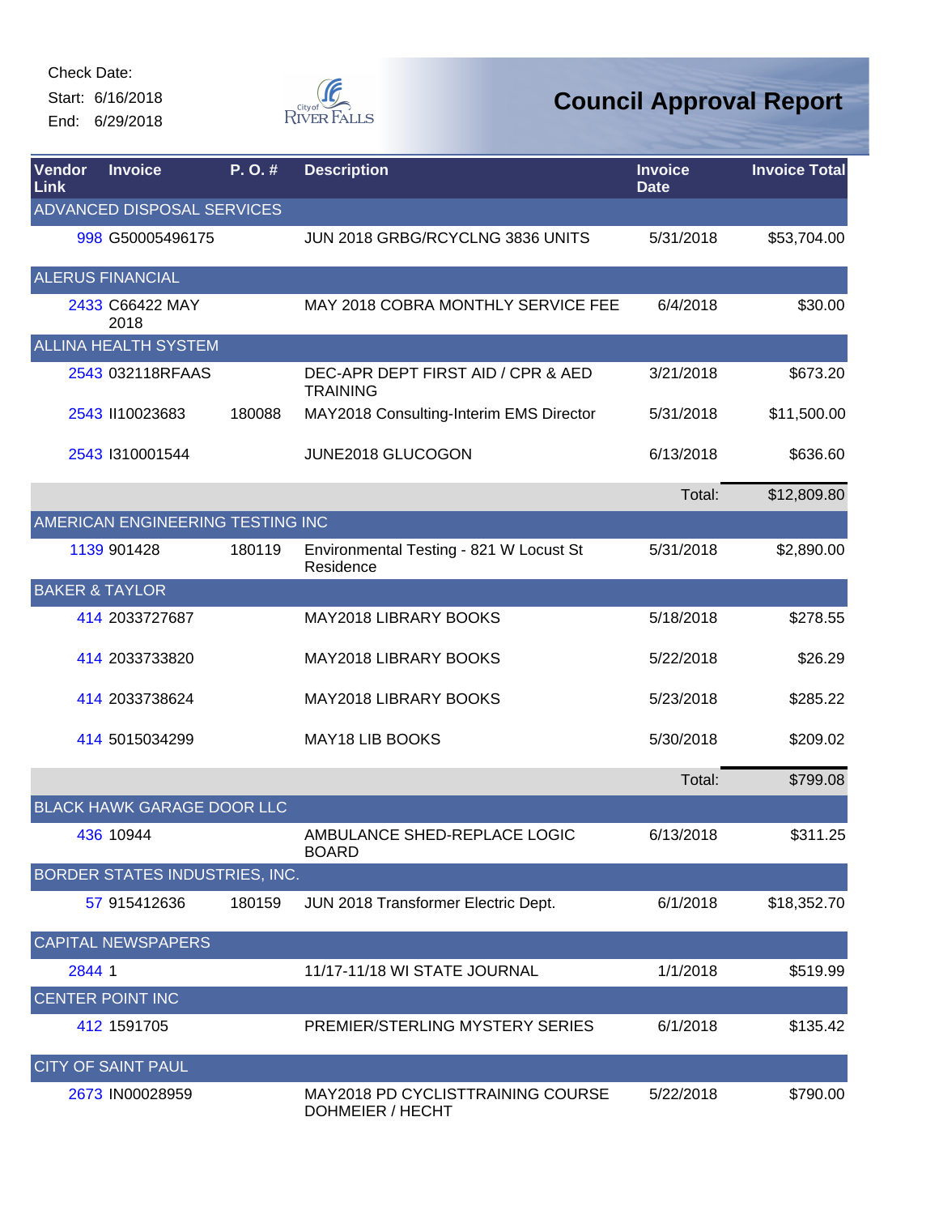Check Date:

Start: 6/16/2018

End: 6/29/2018

# Council Approval Report

| Vendor Link | Invoice | P. O. # | Description | Invoice Date | Invoice Total |
|---|---|---|---|---|---|
| ADVANCED DISPOSAL SERVICES | | | | | |
| 998 | G50005496175 | | JUN 2018 GRBG/RCYCLNG 3836 UNITS | 5/31/2018 | $53,704.00 |
| ALERUS FINANCIAL | | | | | |
| 2433 | C66422 MAY 2018 | | MAY 2018 COBRA MONTHLY SERVICE FEE | 6/4/2018 | $30.00 |
| ALLINA HEALTH SYSTEM | | | | | |
| 2543 | 032118RFAAS | | DEC-APR DEPT FIRST AID / CPR & AED TRAINING | 3/21/2018 | $673.20 |
| 2543 | II10023683 | 180088 | MAY2018 Consulting-Interim EMS Director | 5/31/2018 | $11,500.00 |
| 2543 | I310001544 | | JUNE2018 GLUCOGON | 6/13/2018 | $636.60 |
| | | | | Total: | $12,809.80 |
| AMERICAN ENGINEERING TESTING INC | | | | | |
| 1139 | 901428 | 180119 | Environmental Testing - 821 W Locust St Residence | 5/31/2018 | $2,890.00 |
| BAKER & TAYLOR | | | | | |
| 414 | 2033727687 | | MAY2018 LIBRARY BOOKS | 5/18/2018 | $278.55 |
| 414 | 2033733820 | | MAY2018 LIBRARY BOOKS | 5/22/2018 | $26.29 |
| 414 | 2033738624 | | MAY2018 LIBRARY BOOKS | 5/23/2018 | $285.22 |
| 414 | 5015034299 | | MAY18 LIB BOOKS | 5/30/2018 | $209.02 |
| | | | | Total: | $799.08 |
| BLACK HAWK GARAGE DOOR LLC | | | | | |
| 436 | 10944 | | AMBULANCE SHED-REPLACE LOGIC BOARD | 6/13/2018 | $311.25 |
| BORDER STATES INDUSTRIES, INC. | | | | | |
| 57 | 915412636 | 180159 | JUN 2018 Transformer Electric Dept. | 6/1/2018 | $18,352.70 |
| CAPITAL NEWSPAPERS | | | | | |
| 2844 | 1 | | 11/17-11/18 WI STATE JOURNAL | 1/1/2018 | $519.99 |
| CENTER POINT INC | | | | | |
| 412 | 1591705 | | PREMIER/STERLING MYSTERY SERIES | 6/1/2018 | $135.42 |
| CITY OF SAINT PAUL | | | | | |
| 2673 | IN00028959 | | MAY2018 PD CYCLISTTRAINING COURSE DOHMEIER / HECHT | 5/22/2018 | $790.00 |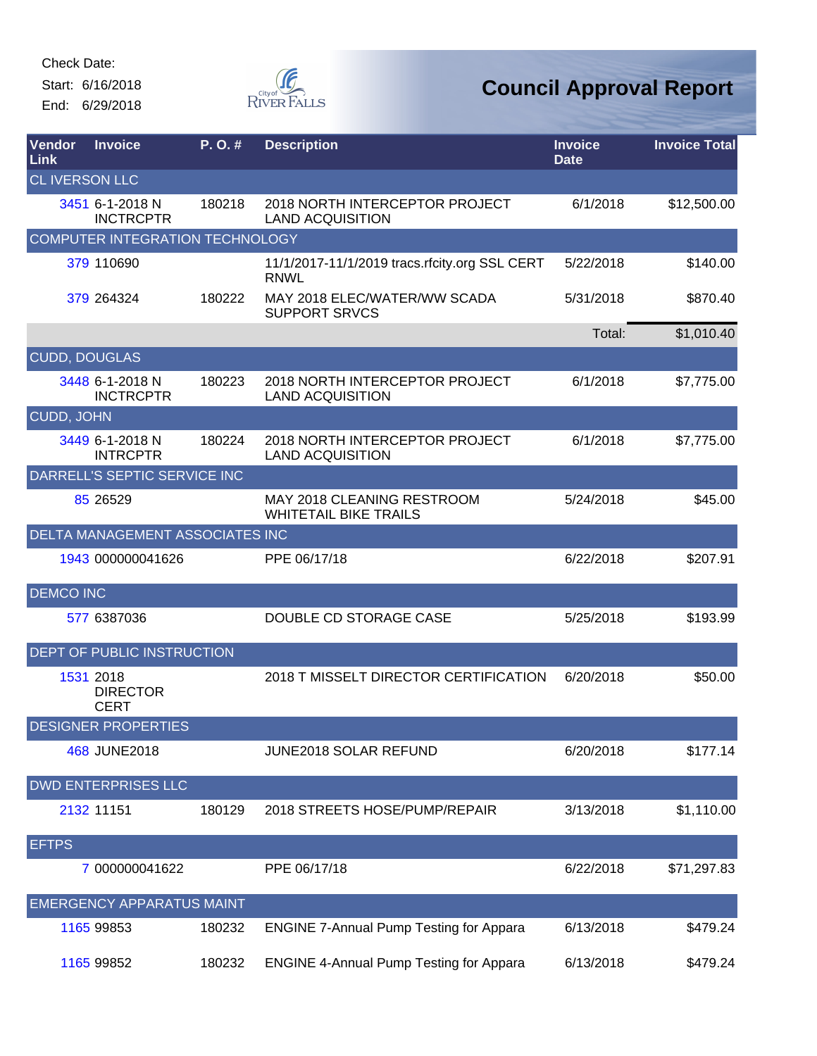Check Date:

Start: 6/16/2018

End: 6/29/2018

# Council Approval Report

| Vendor Link | Invoice | P. O. # | Description | Invoice Date | Invoice Total |
|---|---|---|---|---|---|
| CL IVERSON LLC | | | | | |
| 3451 | 6-1-2018 N INCTRCPTR | 180218 | 2018 NORTH INTERCEPTOR PROJECT LAND ACQUISITION | 6/1/2018 | $12,500.00 |
| COMPUTER INTEGRATION TECHNOLOGY | | | | | |
| 379 | 110690 | | 11/1/2017-11/1/2019 tracs.rfcity.org SSL CERT RNWL | 5/22/2018 | $140.00 |
| 379 | 264324 | 180222 | MAY 2018 ELEC/WATER/WW SCADA SUPPORT SRVCS | 5/31/2018 | $870.40 |
| | | | | Total: | $1,010.40 |
| CUDD, DOUGLAS | | | | | |
| 3448 | 6-1-2018 N INCTRCPTR | 180223 | 2018 NORTH INTERCEPTOR PROJECT LAND ACQUISITION | 6/1/2018 | $7,775.00 |
| CUDD, JOHN | | | | | |
| 3449 | 6-1-2018 N INTRCPTR | 180224 | 2018 NORTH INTERCEPTOR PROJECT LAND ACQUISITION | 6/1/2018 | $7,775.00 |
| DARRELL'S SEPTIC SERVICE INC | | | | | |
| 85 | 26529 | | MAY 2018 CLEANING RESTROOM WHITETAIL BIKE TRAILS | 5/24/2018 | $45.00 |
| DELTA MANAGEMENT ASSOCIATES INC | | | | | |
| 1943 | 000000041626 | | PPE 06/17/18 | 6/22/2018 | $207.91 |
| DEMCO INC | | | | | |
| 577 | 6387036 | | DOUBLE CD STORAGE CASE | 5/25/2018 | $193.99 |
| DEPT OF PUBLIC INSTRUCTION | | | | | |
| 1531 | 2018 DIRECTOR CERT | | 2018 T MISSELT DIRECTOR CERTIFICATION | 6/20/2018 | $50.00 |
| DESIGNER PROPERTIES | | | | | |
| 468 | JUNE2018 | | JUNE2018 SOLAR REFUND | 6/20/2018 | $177.14 |
| DWD ENTERPRISES LLC | | | | | |
| 2132 | 11151 | 180129 | 2018 STREETS HOSE/PUMP/REPAIR | 3/13/2018 | $1,110.00 |
| EFTPS | | | | | |
| 7 | 000000041622 | | PPE 06/17/18 | 6/22/2018 | $71,297.83 |
| EMERGENCY APPARATUS MAINT | | | | | |
| 1165 | 99853 | 180232 | ENGINE 7-Annual Pump Testing for Appara | 6/13/2018 | $479.24 |
| 1165 | 99852 | 180232 | ENGINE 4-Annual Pump Testing for Appara | 6/13/2018 | $479.24 |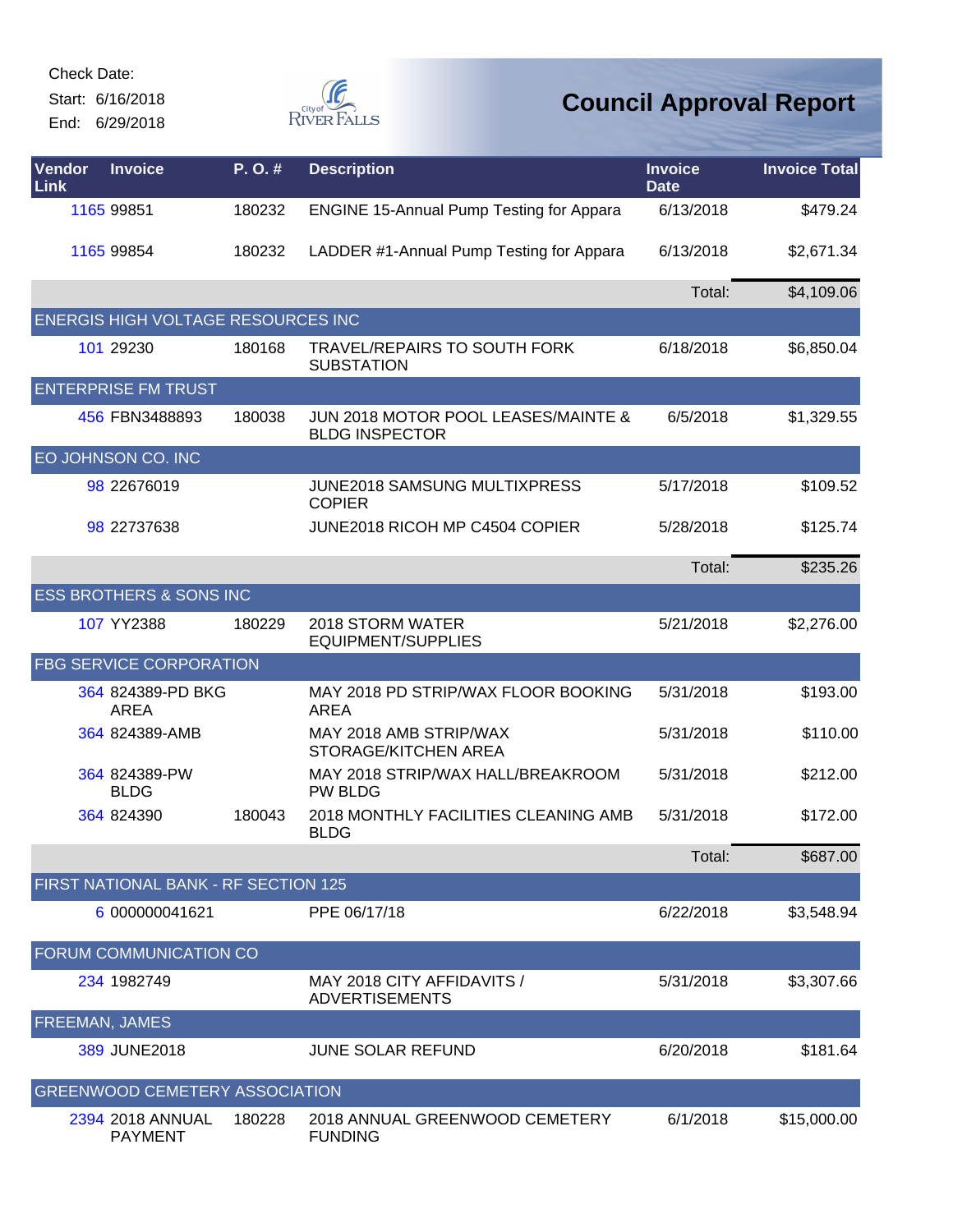Check Date:

Start: 6/16/2018

End: 6/29/2018

# Council Approval Report

| Vendor Link | Invoice | P. O. # | Description | Invoice Date | Invoice Total |
|---|---|---|---|---|---|
| 1165 | 99851 | 180232 | ENGINE 15-Annual Pump Testing for Appara | 6/13/2018 | $479.24 |
| 1165 | 99854 | 180232 | LADDER #1-Annual Pump Testing for Appara | 6/13/2018 | $2,671.34 |
| | | | | Total: | $4,109.06 |
| ENERGIS HIGH VOLTAGE RESOURCES INC | | | | | |
| 101 | 29230 | 180168 | TRAVEL/REPAIRS TO SOUTH FORK SUBSTATION | 6/18/2018 | $6,850.04 |
| ENTERPRISE FM TRUST | | | | | |
| 456 | FBN3488893 | 180038 | JUN 2018 MOTOR POOL LEASES/MAINTE & BLDG INSPECTOR | 6/5/2018 | $1,329.55 |
| EO JOHNSON CO. INC | | | | | |
| 98 | 22676019 | | JUNE2018 SAMSUNG MULTIXPRESS COPIER | 5/17/2018 | $109.52 |
| 98 | 22737638 | | JUNE2018 RICOH MP C4504 COPIER | 5/28/2018 | $125.74 |
| | | | | Total: | $235.26 |
| ESS BROTHERS & SONS INC | | | | | |
| 107 | YY2388 | 180229 | 2018 STORM WATER EQUIPMENT/SUPPLIES | 5/21/2018 | $2,276.00 |
| FBG SERVICE CORPORATION | | | | | |
| 364 | 824389-PD BKG AREA | | MAY 2018 PD STRIP/WAX FLOOR BOOKING AREA | 5/31/2018 | $193.00 |
| 364 | 824389-AMB | | MAY 2018 AMB STRIP/WAX STORAGE/KITCHEN AREA | 5/31/2018 | $110.00 |
| 364 | 824389-PW BLDG | | MAY 2018 STRIP/WAX HALL/BREAKROOM PW BLDG | 5/31/2018 | $212.00 |
| 364 | 824390 | 180043 | 2018 MONTHLY FACILITIES CLEANING AMB BLDG | 5/31/2018 | $172.00 |
| | | | | Total: | $687.00 |
| FIRST NATIONAL BANK - RF SECTION 125 | | | | | |
| 6 | 000000041621 | | PPE 06/17/18 | 6/22/2018 | $3,548.94 |
| FORUM COMMUNICATION CO | | | | | |
| 234 | 1982749 | | MAY 2018 CITY AFFIDAVITS / ADVERTISEMENTS | 5/31/2018 | $3,307.66 |
| FREEMAN, JAMES | | | | | |
| 389 | JUNE2018 | | JUNE SOLAR REFUND | 6/20/2018 | $181.64 |
| GREENWOOD CEMETERY ASSOCIATION | | | | | |
| 2394 | 2018 ANNUAL PAYMENT | 180228 | 2018 ANNUAL GREENWOOD CEMETERY FUNDING | 6/1/2018 | $15,000.00 |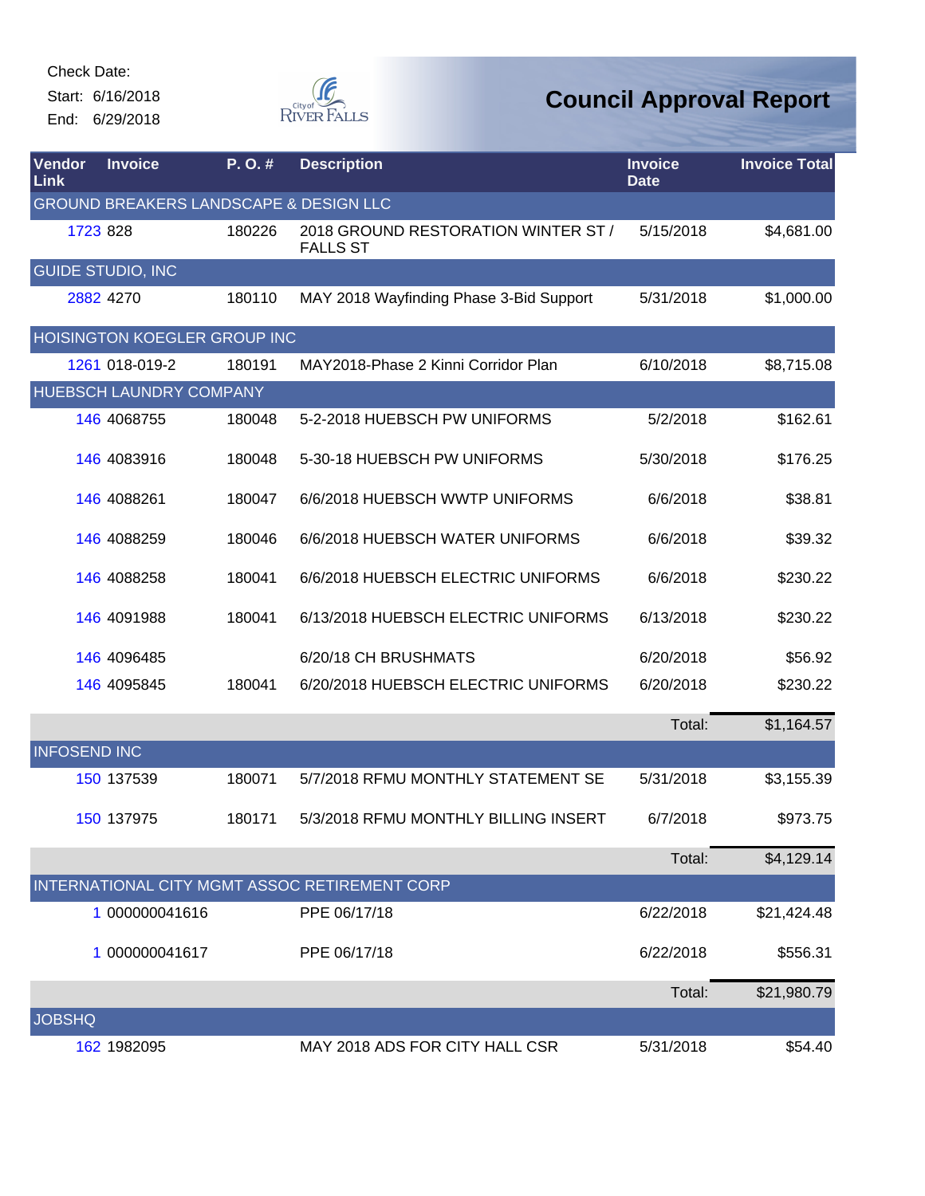Check Date:

Start: 6/16/2018

End: 6/29/2018

# Council Approval Report

| Vendor Link | Invoice | P. O. # | Description | Invoice Date | Invoice Total |
|---|---|---|---|---|---|
| GROUND BREAKERS LANDSCAPE & DESIGN LLC | | | | | |
| 1723 | 828 | 180226 | 2018 GROUND RESTORATION WINTER ST / FALLS ST | 5/15/2018 | $4,681.00 |
| GUIDE STUDIO, INC | | | | | |
| 2882 | 4270 | 180110 | MAY 2018 Wayfinding Phase 3-Bid Support | 5/31/2018 | $1,000.00 |
| HOISINGTON KOEGLER GROUP INC | | | | | |
| 1261 | 018-019-2 | 180191 | MAY2018-Phase 2 Kinni Corridor Plan | 6/10/2018 | $8,715.08 |
| HUEBSCH LAUNDRY COMPANY | | | | | |
| 146 | 4068755 | 180048 | 5-2-2018 HUEBSCH PW UNIFORMS | 5/2/2018 | $162.61 |
| 146 | 4083916 | 180048 | 5-30-18 HUEBSCH PW UNIFORMS | 5/30/2018 | $176.25 |
| 146 | 4088261 | 180047 | 6/6/2018 HUEBSCH WWTP UNIFORMS | 6/6/2018 | $38.81 |
| 146 | 4088259 | 180046 | 6/6/2018 HUEBSCH WATER UNIFORMS | 6/6/2018 | $39.32 |
| 146 | 4088258 | 180041 | 6/6/2018 HUEBSCH ELECTRIC UNIFORMS | 6/6/2018 | $230.22 |
| 146 | 4091988 | 180041 | 6/13/2018 HUEBSCH ELECTRIC UNIFORMS | 6/13/2018 | $230.22 |
| 146 | 4096485 | | 6/20/18 CH BRUSHMATS | 6/20/2018 | $56.92 |
| 146 | 4095845 | 180041 | 6/20/2018 HUEBSCH ELECTRIC UNIFORMS | 6/20/2018 | $230.22 |
| | | | | Total: | $1,164.57 |
| INFOSEND INC | | | | | |
| 150 | 137539 | 180071 | 5/7/2018 RFMU MONTHLY STATEMENT SE | 5/31/2018 | $3,155.39 |
| 150 | 137975 | 180171 | 5/3/2018 RFMU MONTHLY BILLING INSERT | 6/7/2018 | $973.75 |
| | | | | Total: | $4,129.14 |
| INTERNATIONAL CITY MGMT ASSOC RETIREMENT CORP | | | | | |
| 1 | 000000041616 | | PPE 06/17/18 | 6/22/2018 | $21,424.48 |
| 1 | 000000041617 | | PPE 06/17/18 | 6/22/2018 | $556.31 |
| | | | | Total: | $21,980.79 |
| JOBSHQ | | | | | |
| 162 | 1982095 | | MAY 2018 ADS FOR CITY HALL CSR | 5/31/2018 | $54.40 |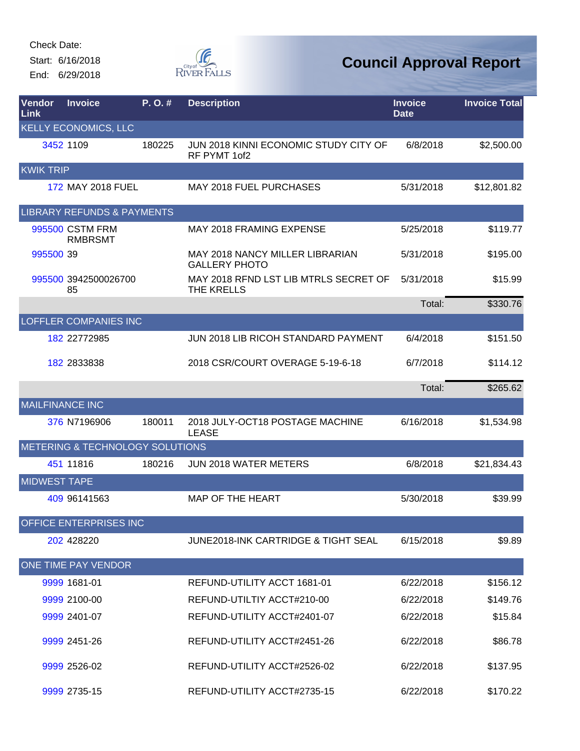Check Date:

Start: 6/16/2018

End: 6/29/2018

# Council Approval Report

| Vendor Link | Invoice | P. O. # | Description | Invoice Date | Invoice Total |
|---|---|---|---|---|---|
| KELLY ECONOMICS, LLC | | | | | |
| 3452 | 1109 | 180225 | JUN 2018 KINNI ECONOMIC STUDY CITY OF RF PYMT 1of2 | 6/8/2018 | $2,500.00 |
| KWIK TRIP | | | | | |
| 172 | MAY 2018 FUEL | | MAY 2018 FUEL PURCHASES | 5/31/2018 | $12,801.82 |
| LIBRARY REFUNDS & PAYMENTS | | | | | |
| 995500 | CSTM FRM RMBRSMT | | MAY 2018 FRAMING EXPENSE | 5/25/2018 | $119.77 |
| 995500 | 39 | | MAY 2018 NANCY MILLER LIBRARIAN GALLERY PHOTO | 5/31/2018 | $195.00 |
| 995500 | 394250002670085 | | MAY 2018 RFND LST LIB MTRLS SECRET OF THE KRELLS | 5/31/2018 | $15.99 |
| | | | | Total: | $330.76 |
| LOFFLER COMPANIES INC | | | | | |
| 182 | 22772985 | | JUN 2018 LIB RICOH STANDARD PAYMENT | 6/4/2018 | $151.50 |
| 182 | 2833838 | | 2018 CSR/COURT OVERAGE 5-19-6-18 | 6/7/2018 | $114.12 |
| | | | | Total: | $265.62 |
| MAILFINANCE INC | | | | | |
| 376 | N7196906 | 180011 | 2018 JULY-OCT18 POSTAGE MACHINE LEASE | 6/16/2018 | $1,534.98 |
| METERING & TECHNOLOGY SOLUTIONS | | | | | |
| 451 | 11816 | 180216 | JUN 2018 WATER METERS | 6/8/2018 | $21,834.43 |
| MIDWEST TAPE | | | | | |
| 409 | 96141563 | | MAP OF THE HEART | 5/30/2018 | $39.99 |
| OFFICE ENTERPRISES INC | | | | | |
| 202 | 428220 | | JUNE2018-INK CARTRIDGE & TIGHT SEAL | 6/15/2018 | $9.89 |
| ONE TIME PAY VENDOR | | | | | |
| 9999 | 1681-01 | | REFUND-UTILITY ACCT 1681-01 | 6/22/2018 | $156.12 |
| 9999 | 2100-00 | | REFUND-UTILTIY ACCT#210-00 | 6/22/2018 | $149.76 |
| 9999 | 2401-07 | | REFUND-UTILITY ACCT#2401-07 | 6/22/2018 | $15.84 |
| 9999 | 2451-26 | | REFUND-UTILITY ACCT#2451-26 | 6/22/2018 | $86.78 |
| 9999 | 2526-02 | | REFUND-UTILITY ACCT#2526-02 | 6/22/2018 | $137.95 |
| 9999 | 2735-15 | | REFUND-UTILITY ACCT#2735-15 | 6/22/2018 | $170.22 |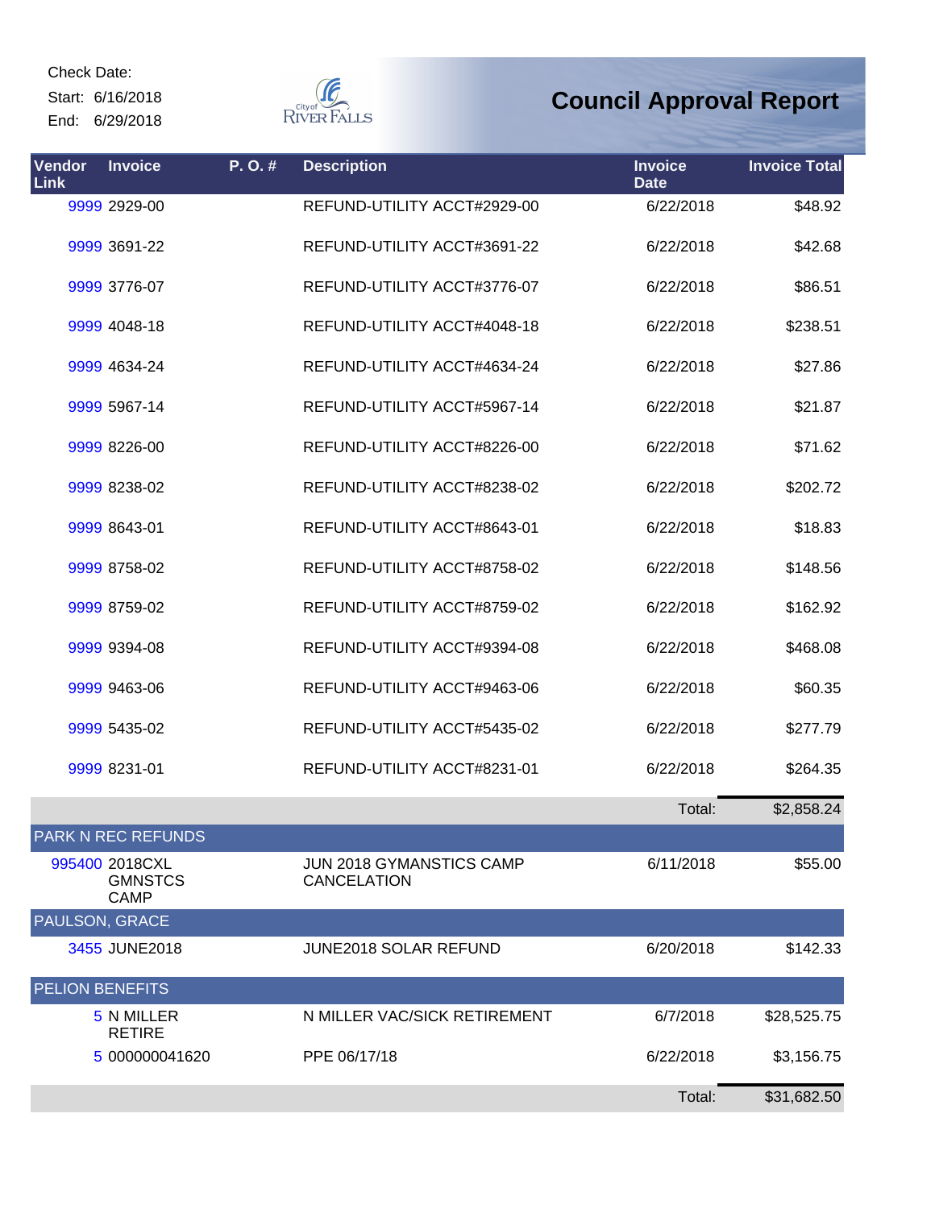Check Date:
Start: 6/16/2018
End: 6/29/2018

# Council Approval Report

| Vendor Link | Invoice | P. O. # | Description | Invoice Date | Invoice Total |
|---|---|---|---|---|---|
| 9999 | 2929-00 | | REFUND-UTILITY ACCT#2929-00 | 6/22/2018 | $48.92 |
| 9999 | 3691-22 | | REFUND-UTILITY ACCT#3691-22 | 6/22/2018 | $42.68 |
| 9999 | 3776-07 | | REFUND-UTILITY ACCT#3776-07 | 6/22/2018 | $86.51 |
| 9999 | 4048-18 | | REFUND-UTILITY ACCT#4048-18 | 6/22/2018 | $238.51 |
| 9999 | 4634-24 | | REFUND-UTILITY ACCT#4634-24 | 6/22/2018 | $27.86 |
| 9999 | 5967-14 | | REFUND-UTILITY ACCT#5967-14 | 6/22/2018 | $21.87 |
| 9999 | 8226-00 | | REFUND-UTILITY ACCT#8226-00 | 6/22/2018 | $71.62 |
| 9999 | 8238-02 | | REFUND-UTILITY ACCT#8238-02 | 6/22/2018 | $202.72 |
| 9999 | 8643-01 | | REFUND-UTILITY ACCT#8643-01 | 6/22/2018 | $18.83 |
| 9999 | 8758-02 | | REFUND-UTILITY ACCT#8758-02 | 6/22/2018 | $148.56 |
| 9999 | 8759-02 | | REFUND-UTILITY ACCT#8759-02 | 6/22/2018 | $162.92 |
| 9999 | 9394-08 | | REFUND-UTILITY ACCT#9394-08 | 6/22/2018 | $468.08 |
| 9999 | 9463-06 | | REFUND-UTILITY ACCT#9463-06 | 6/22/2018 | $60.35 |
| 9999 | 5435-02 | | REFUND-UTILITY ACCT#5435-02 | 6/22/2018 | $277.79 |
| 9999 | 8231-01 | | REFUND-UTILITY ACCT#8231-01 | 6/22/2018 | $264.35 |
| | | | | Total: | $2,858.24 |
| **PARK N REC REFUNDS** | | | | | |
| 995400 | 2018CXL GMNSTCS CAMP | | JUN 2018 GYMANSTICS CAMP CANCELATION | 6/11/2018 | $55.00 |
| **PAULSON, GRACE** | | | | | |
| 3455 | JUNE2018 | | JUNE2018 SOLAR REFUND | 6/20/2018 | $142.33 |
| **PELION BENEFITS** | | | | | |
| 5 | N MILLER RETIRE | | N MILLER VAC/SICK RETIREMENT | 6/7/2018 | $28,525.75 |
| 5 | 000000041620 | | PPE 06/17/18 | 6/22/2018 | $3,156.75 |
| | | | | Total: | $31,682.50 |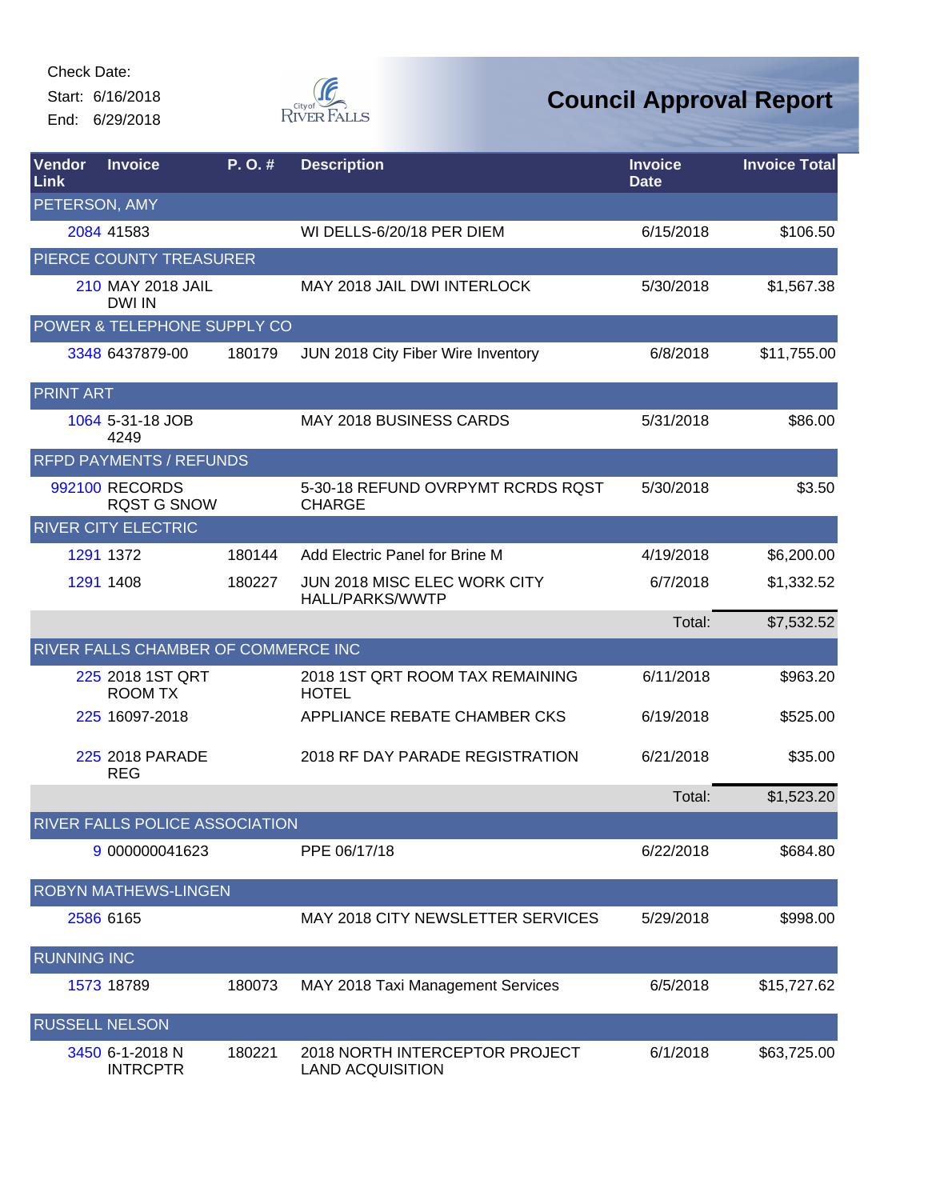Check Date:
Start: 6/16/2018
End: 6/29/2018

# Council Approval Report

| Vendor Link | Invoice | P. O. # | Description | Invoice Date | Invoice Total |
|---|---|---|---|---|---|
| PETERSON, AMY | | | | | |
| 2084 | 41583 | | WI DELLS-6/20/18 PER DIEM | 6/15/2018 | $106.50 |
| PIERCE COUNTY TREASURER | | | | | |
| 210 | MAY 2018 JAIL DWI IN | | MAY 2018 JAIL DWI INTERLOCK | 5/30/2018 | $1,567.38 |
| POWER & TELEPHONE SUPPLY CO | | | | | |
| 3348 | 6437879-00 | 180179 | JUN 2018 City Fiber Wire Inventory | 6/8/2018 | $11,755.00 |
| PRINT ART | | | | | |
| 1064 | 5-31-18 JOB 4249 | | MAY 2018 BUSINESS CARDS | 5/31/2018 | $86.00 |
| RFPD PAYMENTS / REFUNDS | | | | | |
| 992100 | RECORDS RQST G SNOW | | 5-30-18 REFUND OVRPYMT RCRDS RQST CHARGE | 5/30/2018 | $3.50 |
| RIVER CITY ELECTRIC | | | | | |
| 1291 | 1372 | 180144 | Add Electric Panel for Brine M | 4/19/2018 | $6,200.00 |
| 1291 | 1408 | 180227 | JUN 2018 MISC ELEC WORK CITY HALL/PARKS/WWTP | 6/7/2018 | $1,332.52 |
| | | | | Total: | $7,532.52 |
| RIVER FALLS CHAMBER OF COMMERCE INC | | | | | |
| 225 | 2018 1ST QRT ROOM TX | | 2018 1ST QRT ROOM TAX REMAINING HOTEL | 6/11/2018 | $963.20 |
| 225 | 16097-2018 | | APPLIANCE REBATE CHAMBER CKS | 6/19/2018 | $525.00 |
| 225 | 2018 PARADE REG | | 2018 RF DAY PARADE REGISTRATION | 6/21/2018 | $35.00 |
| | | | | Total: | $1,523.20 |
| RIVER FALLS POLICE ASSOCIATION | | | | | |
| 9 | 000000041623 | | PPE 06/17/18 | 6/22/2018 | $684.80 |
| ROBYN MATHEWS-LINGEN | | | | | |
| 2586 | 6165 | | MAY 2018 CITY NEWSLETTER SERVICES | 5/29/2018 | $998.00 |
| RUNNING INC | | | | | |
| 1573 | 18789 | 180073 | MAY 2018 Taxi Management Services | 6/5/2018 | $15,727.62 |
| RUSSELL NELSON | | | | | |
| 3450 | 6-1-2018 N INTRCPTR | 180221 | 2018 NORTH INTERCEPTOR PROJECT LAND ACQUISITION | 6/1/2018 | $63,725.00 |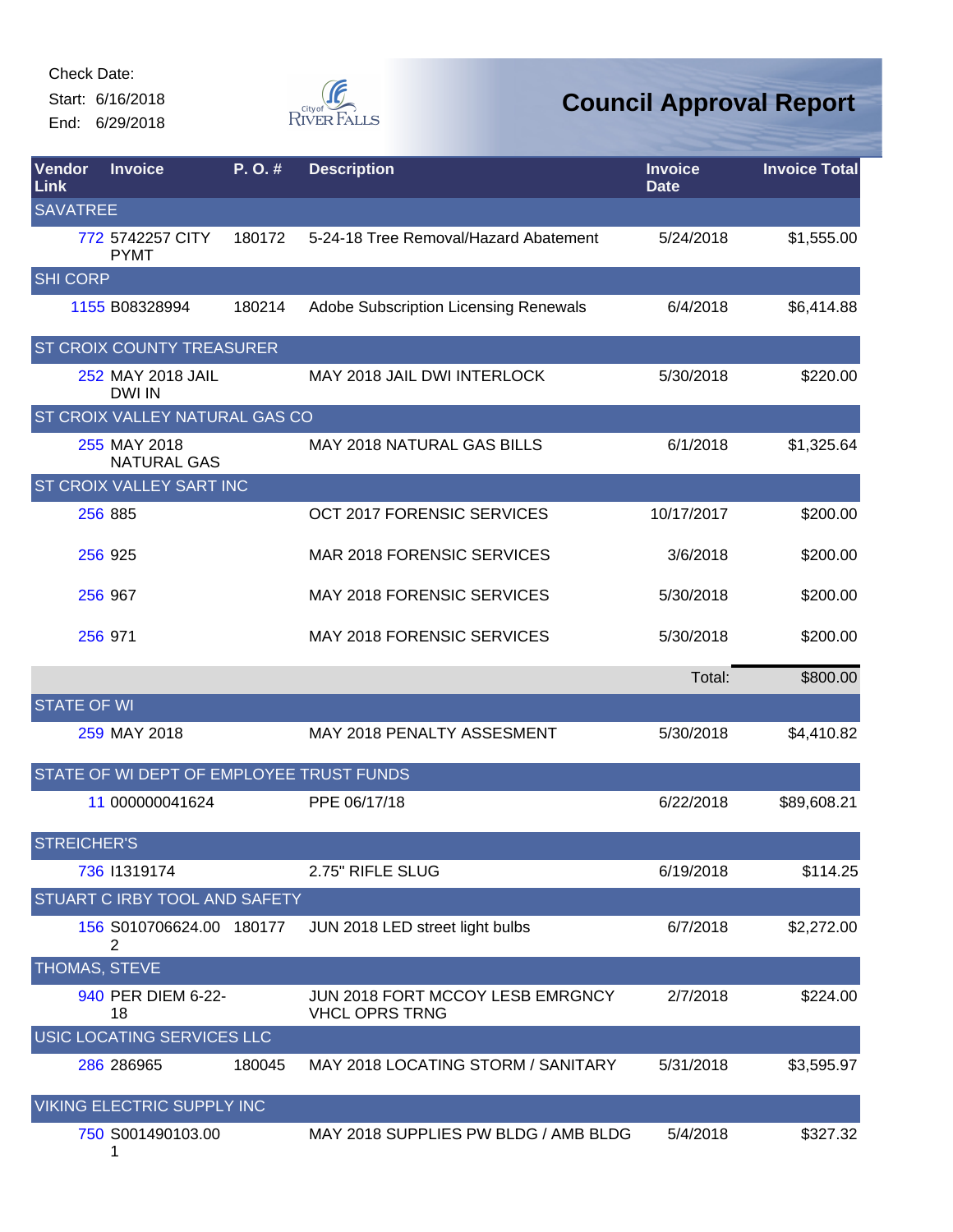Check Date:

Start: 6/16/2018

End: 6/29/2018

# Council Approval Report

| Vendor Link | Invoice | P. O. # | Description | Invoice Date | Invoice Total |
|---|---|---|---|---|---|
| SAVATREE | | | | | |
| 772 | 5742257 CITY PYMT | 180172 | 5-24-18 Tree Removal/Hazard Abatement | 5/24/2018 | $1,555.00 |
| SHI CORP | | | | | |
| 1155 | B08328994 | 180214 | Adobe Subscription Licensing Renewals | 6/4/2018 | $6,414.88 |
| ST CROIX COUNTY TREASURER | | | | | |
| 252 | MAY 2018 JAIL DWI IN | | MAY 2018 JAIL DWI INTERLOCK | 5/30/2018 | $220.00 |
| ST CROIX VALLEY NATURAL GAS CO | | | | | |
| 255 | MAY 2018 NATURAL GAS | | MAY 2018 NATURAL GAS BILLS | 6/1/2018 | $1,325.64 |
| ST CROIX VALLEY SART INC | | | | | |
| 256 | 885 | | OCT 2017 FORENSIC SERVICES | 10/17/2017 | $200.00 |
| 256 | 925 | | MAR 2018 FORENSIC SERVICES | 3/6/2018 | $200.00 |
| 256 | 967 | | MAY 2018 FORENSIC SERVICES | 5/30/2018 | $200.00 |
| 256 | 971 | | MAY 2018 FORENSIC SERVICES | 5/30/2018 | $200.00 |
| | | | | Total: | $800.00 |
| STATE OF WI | | | | | |
| 259 | MAY 2018 | | MAY 2018 PENALTY ASSESMENT | 5/30/2018 | $4,410.82 |
| STATE OF WI DEPT OF EMPLOYEE TRUST FUNDS | | | | | |
| 11 | 000000041624 | | PPE 06/17/18 | 6/22/2018 | $89,608.21 |
| STREICHER'S | | | | | |
| 736 | I1319174 | | 2.75" RIFLE SLUG | 6/19/2018 | $114.25 |
| STUART C IRBY TOOL AND SAFETY | | | | | |
| 156 | S010706624.002 | 180177 | JUN 2018 LED street light bulbs | 6/7/2018 | $2,272.00 |
| THOMAS, STEVE | | | | | |
| 940 | PER DIEM 6-22-18 | | JUN 2018 FORT MCCOY LESB EMRGNCY VHCL OPRS TRNG | 2/7/2018 | $224.00 |
| USIC LOCATING SERVICES LLC | | | | | |
| 286 | 286965 | 180045 | MAY 2018 LOCATING STORM / SANITARY | 5/31/2018 | $3,595.97 |
| VIKING ELECTRIC SUPPLY INC | | | | | |
| 750 | S001490103.001 | | MAY 2018 SUPPLIES PW BLDG / AMB BLDG | 5/4/2018 | $327.32 |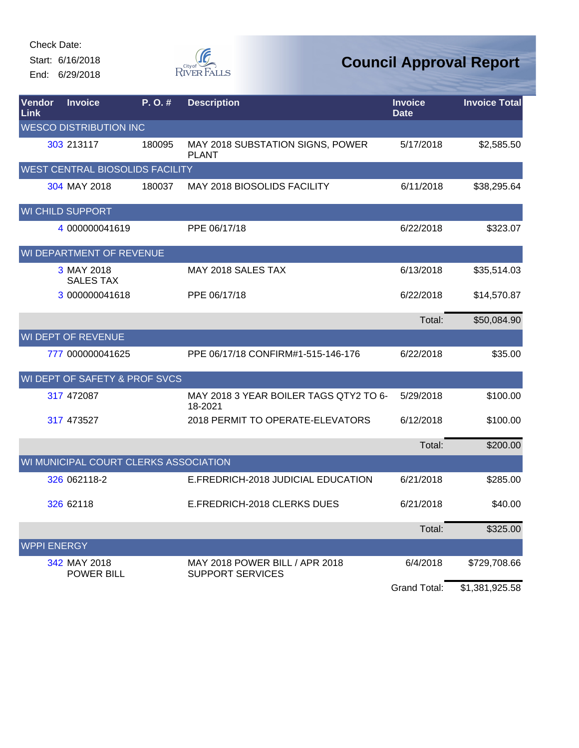Check Date:

Start: 6/16/2018

End: 6/29/2018

# Council Approval Report

| Vendor Link | Invoice | P. O. # | Description | Invoice Date | Invoice Total |
|---|---|---|---|---|---|
| WESCO DISTRIBUTION INC | | | | | |
| 303 | 213117 | 180095 | MAY 2018 SUBSTATION SIGNS, POWER PLANT | 5/17/2018 | $2,585.50 |
| WEST CENTRAL BIOSOLIDS FACILITY | | | | | |
| 304 | MAY 2018 | 180037 | MAY 2018 BIOSOLIDS FACILITY | 6/11/2018 | $38,295.64 |
| WI CHILD SUPPORT | | | | | |
| 4 | 000000041619 | | PPE 06/17/18 | 6/22/2018 | $323.07 |
| WI DEPARTMENT OF REVENUE | | | | | |
| 3 | MAY 2018 SALES TAX | | MAY 2018 SALES TAX | 6/13/2018 | $35,514.03 |
| 3 | 000000041618 | | PPE 06/17/18 | 6/22/2018 | $14,570.87 |
| | | | | Total: | $50,084.90 |
| WI DEPT OF REVENUE | | | | | |
| 777 | 000000041625 | | PPE 06/17/18 CONFIRM#1-515-146-176 | 6/22/2018 | $35.00 |
| WI DEPT OF SAFETY & PROF SVCS | | | | | |
| 317 | 472087 | | MAY 2018 3 YEAR BOILER TAGS QTY2 TO 6-18-2021 | 5/29/2018 | $100.00 |
| 317 | 473527 | | 2018 PERMIT TO OPERATE-ELEVATORS | 6/12/2018 | $100.00 |
| | | | | Total: | $200.00 |
| WI MUNICIPAL COURT CLERKS ASSOCIATION | | | | | |
| 326 | 062118-2 | | E.FREDRICH-2018 JUDICIAL EDUCATION | 6/21/2018 | $285.00 |
| 326 | 62118 | | E.FREDRICH-2018 CLERKS DUES | 6/21/2018 | $40.00 |
| | | | | Total: | $325.00 |
| WPPI ENERGY | | | | | |
| 342 | MAY 2018 POWER BILL | | MAY 2018 POWER BILL / APR 2018 SUPPORT SERVICES | 6/4/2018 | $729,708.66 |
| | | | | Grand Total: | $1,381,925.58 |